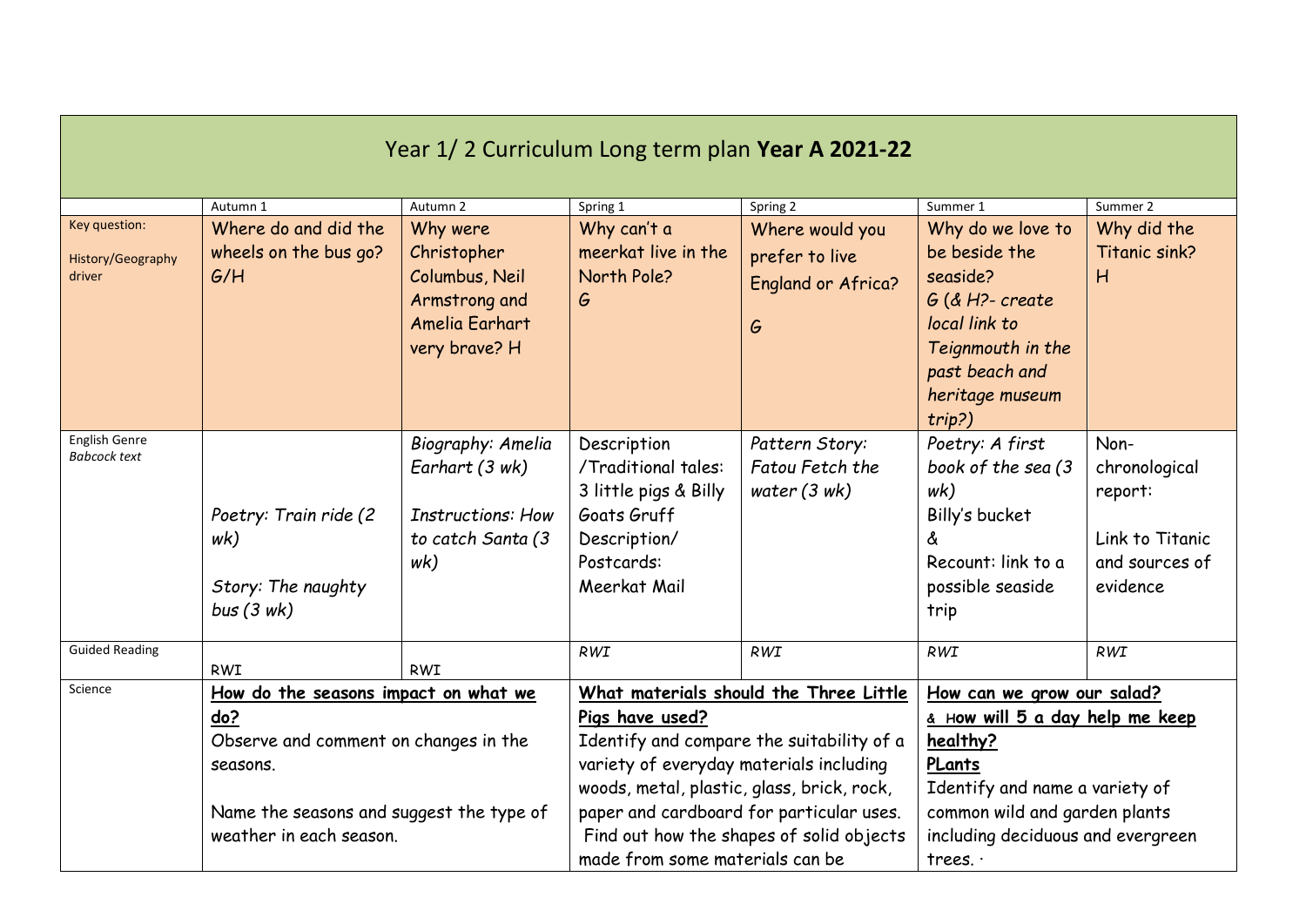# Year 1/ 2 Curriculum Long term plan **Year A 2021-22**

| | Autumn 1 | Autumn 2 | Spring 1 | Spring 2 | Summer 1 | Summer 2 |
|---|---|---|---|---|---|---|
| Key question: History/Geography driver | Where do and did the wheels on the bus go? G/H | Why were Christopher Columbus, Neil Armstrong and Amelia Earhart very brave? H | Why can't a meerkat live in the North Pole? G | Where would you prefer to live England or Africa? G | Why do we love to be beside the seaside? G *(& H?- create local link to Teignmouth in the past beach and heritage museum trip?)* | Why did the Titanic sink? H |
| English Genre *Babcock text* | *Poetry: Train ride (2 wk)* <br><br> *Story: The naughty bus (3 wk)* | *Biography: Amelia Earhart (3 wk)* <br><br> *Instructions: How to catch Santa (3 wk)* | Description /Traditional tales: 3 little pigs & Billy Goats Gruff Description/ Postcards: Meerkat Mail | *Pattern Story: Fatou Fetch the water (3 wk)* | *Poetry: A first book of the sea (3 wk)* Billy's bucket & Recount: link to a possible seaside trip | Non-chronological report: Link to Titanic and sources of evidence |
| Guided Reading | RWI | RWI | *RWI* | *RWI* | *RWI* | *RWI* |
| Science | **How do the seasons impact on what we do?** <br> Observe and comment on changes in the seasons. <br><br> Name the seasons and suggest the type of weather in each season. | | **What materials should the Three Little Pigs have used?** <br> Identify and compare the suitability of a variety of everyday materials including woods, metal, plastic, glass, brick, rock, paper and cardboard for particular uses. Find out how the shapes of solid objects made from some materials can be | | **How can we grow our salad?** <br> **& How will 5 a day help me keep healthy?** <br> **PLants** <br> Identify and name a variety of common wild and garden plants including deciduous and evergreen trees. · | |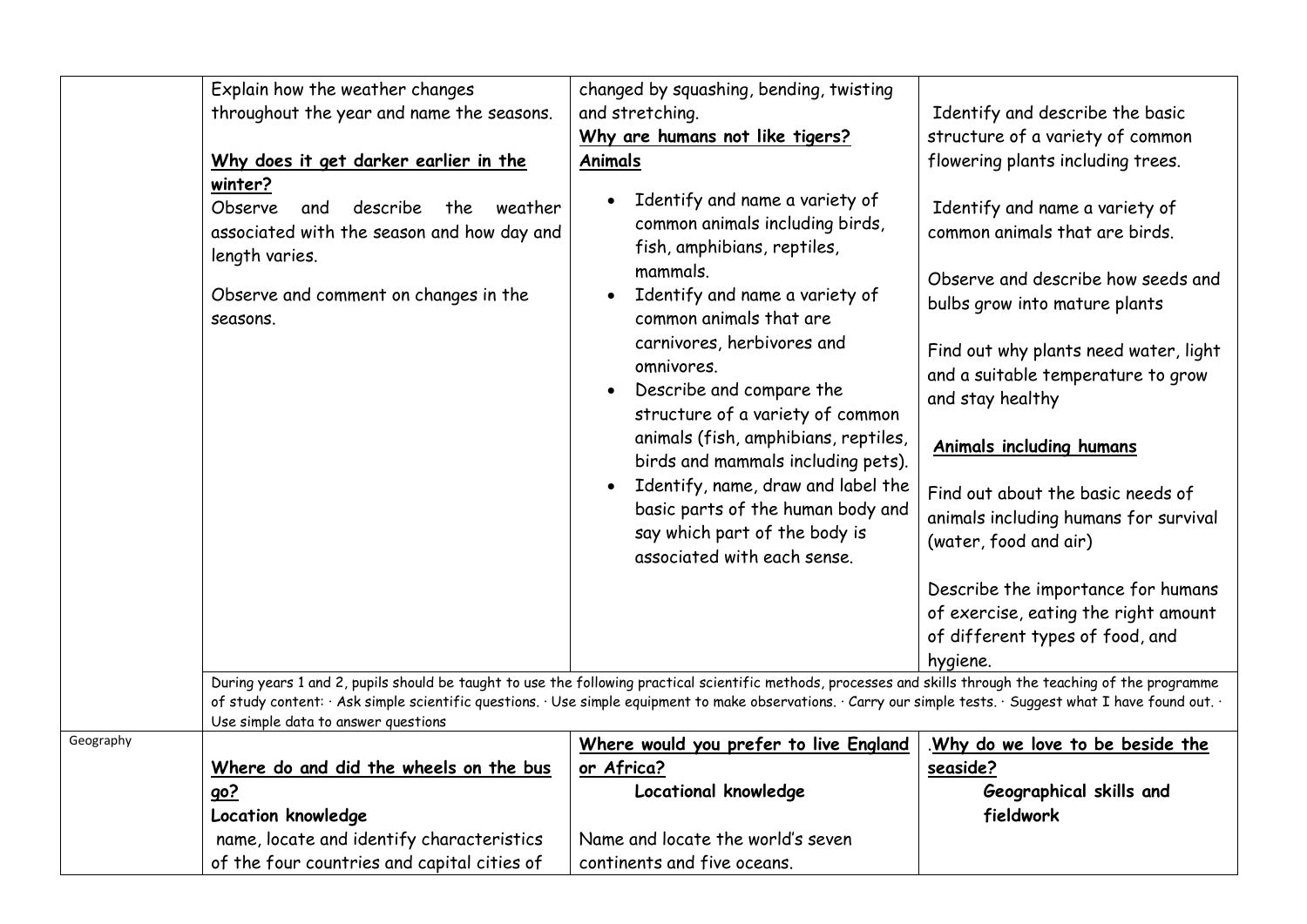| | | | |
|---|---|---|---|
| | Explain how the weather changes throughout the year and name the seasons.<br><br>**<u>Why does it get darker earlier in the winter?</u>**<br>Observe and describe the weather associated with the season and how day and length varies.<br><br>Observe and comment on changes in the seasons. | changed by squashing, bending, twisting and stretching.<br>**<u>Why are humans not like tigers?</u>**<br>**<u>Animals</u>**<br>• Identify and name a variety of common animals including birds, fish, amphibians, reptiles, mammals.<br>• Identify and name a variety of common animals that are carnivores, herbivores and omnivores.<br>• Describe and compare the structure of a variety of common animals (fish, amphibians, reptiles, birds and mammals including pets).<br>• Identify, name, draw and label the basic parts of the human body and say which part of the body is associated with each sense. | Identify and describe the basic structure of a variety of common flowering plants including trees.<br><br>Identify and name a variety of common animals that are birds.<br><br>Observe and describe how seeds and bulbs grow into mature plants<br><br>Find out why plants need water, light and a suitable temperature to grow and stay healthy<br><br>**<u>Animals including humans</u>**<br><br>Find out about the basic needs of animals including humans for survival (water, food and air)<br><br>Describe the importance for humans of exercise, eating the right amount of different types of food, and hygiene. |
| | During years 1 and 2, pupils should be taught to use the following practical scientific methods, processes and skills through the teaching of the programme of study content: · Ask simple scientific questions. · Use simple equipment to make observations. · Carry our simple tests. · Suggest what I have found out. · Use simple data to answer questions | | |
| Geography | **<u>Where do and did the wheels on the bus go?</u>**<br>**Location knowledge**<br>name, locate and identify characteristics of the four countries and capital cities of | **<u>Where would you prefer to live England or Africa?</u>**<br>**Locational knowledge**<br><br>Name and locate the world's seven continents and five oceans. | .**<u>Why do we love to be beside the seaside?</u>**<br>**Geographical skills and fieldwork** |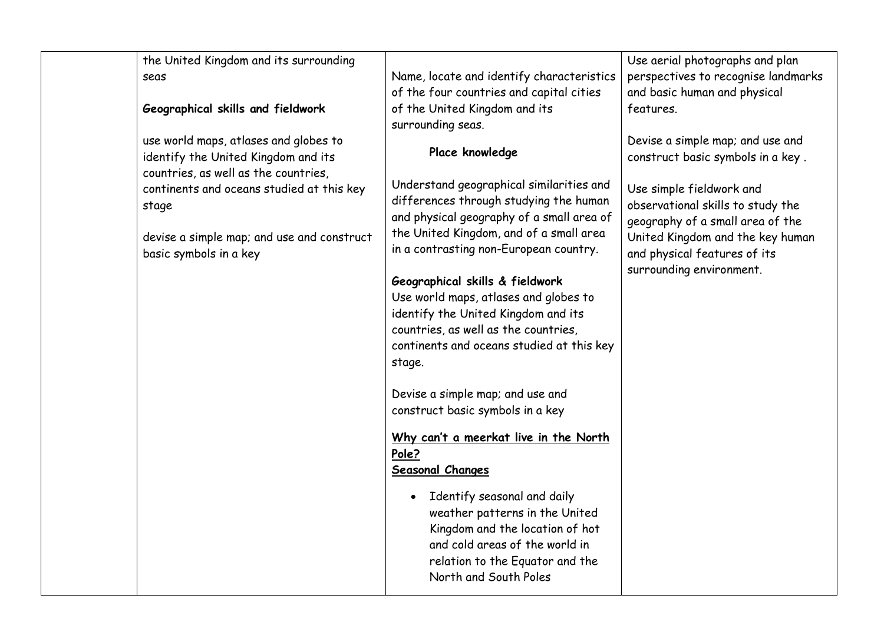|  | the United Kingdom and its surrounding seas<br><br>**Geographical skills and fieldwork**<br><br>use world maps, atlases and globes to identify the United Kingdom and its countries, as well as the countries, continents and oceans studied at this key stage<br><br>devise a simple map; and use and construct basic symbols in a key | Name, locate and identify characteristics of the four countries and capital cities of the United Kingdom and its surrounding seas.<br><br>**Place knowledge**<br><br>Understand geographical similarities and differences through studying the human and physical geography of a small area of the United Kingdom, and of a small area in a contrasting non-European country.<br><br>**Geographical skills & fieldwork**<br>Use world maps, atlases and globes to identify the United Kingdom and its countries, as well as the countries, continents and oceans studied at this key stage.<br><br>Devise a simple map; and use and construct basic symbols in a key<br><br>**<u>Why can't a meerkat live in the North Pole?</u>**<br>**<u>Seasonal Changes</u>**<br><br>• Identify seasonal and daily weather patterns in the United Kingdom and the location of hot and cold areas of the world in relation to the Equator and the North and South Poles | Use aerial photographs and plan perspectives to recognise landmarks and basic human and physical features.<br><br>Devise a simple map; and use and construct basic symbols in a key .<br><br>Use simple fieldwork and observational skills to study the geography of a small area of the United Kingdom and the key human and physical features of its surrounding environment. |
|---|---|---|---|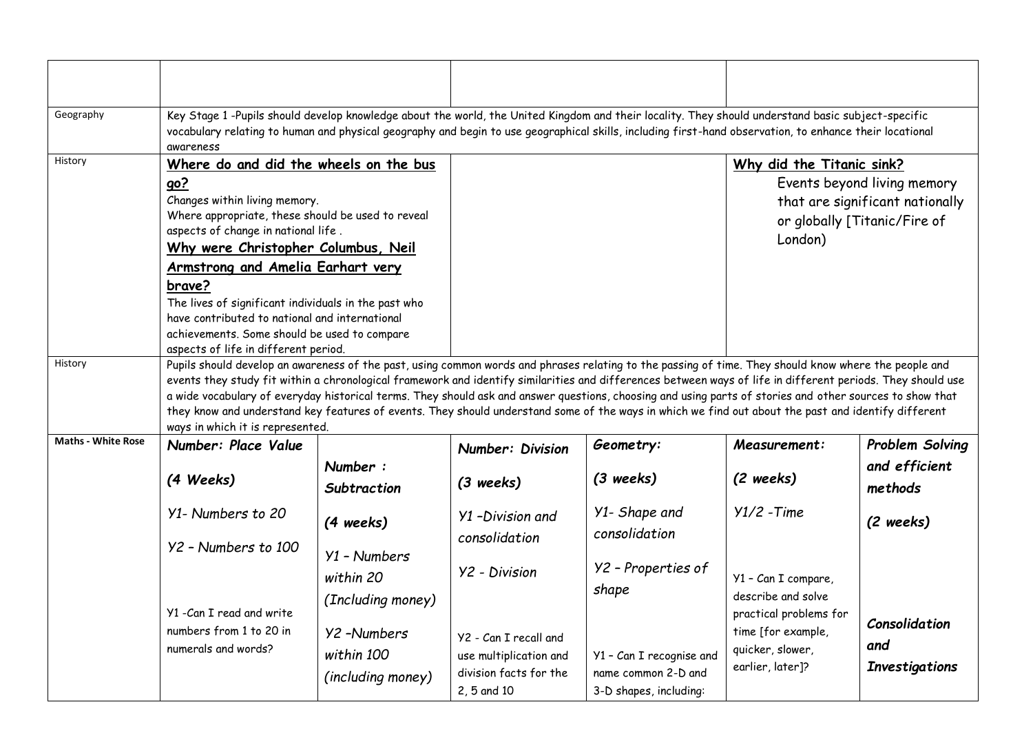| | | | | | | |
|---|---|---|---|---|---|---|
| | | | | | | |
| Geography | Key Stage 1 -Pupils should develop knowledge about the world, the United Kingdom and their locality. They should understand basic subject-specific vocabulary relating to human and physical geography and begin to use geographical skills, including first-hand observation, to enhance their locational awareness | | | | | |
| History | **Where do and did the wheels on the bus go?**<br>Changes within living memory.<br>Where appropriate, these should be used to reveal aspects of change in national life .<br>**Why were Christopher Columbus, Neil Armstrong and Amelia Earhart very brave?**<br>The lives of significant individuals in the past who have contributed to national and international achievements. Some should be used to compare aspects of life in different period. | | | | **Why did the Titanic sink?**<br>Events beyond living memory that are significant nationally or globally [Titanic/Fire of London) | |
| History | Pupils should develop an awareness of the past, using common words and phrases relating to the passing of time. They should know where the people and events they study fit within a chronological framework and identify similarities and differences between ways of life in different periods. They should use a wide vocabulary of everyday historical terms. They should ask and answer questions, choosing and using parts of stories and other sources to show that they know and understand key features of events. They should understand some of the ways in which we find out about the past and identify different ways in which it is represented. | | | | | |
| **Maths - White Rose** | ***Number: Place Value***<br>***(4 Weeks)***<br>*Y1- Numbers to 20*<br>*Y2 – Numbers to 100*<br>Y1 -Can I read and write numbers from 1 to 20 in numerals and words? | ***Number : Subtraction***<br>***(4 weeks)***<br>*Y1 – Numbers within 20 (Including money)*<br>*Y2 –Numbers within 100 (including money)* | ***Number: Division***<br>***(3 weeks)***<br>*Y1 –Division and consolidation*<br>*Y2 - Division*<br>Y2 - Can I recall and use multiplication and division facts for the 2, 5 and 10 | ***Geometry:***<br>***(3 weeks)***<br>*Y1- Shape and consolidation*<br>*Y2 – Properties of shape*<br>Y1 – Can I recognise and name common 2-D and 3-D shapes, including: | ***Measurement:***<br>***(2 weeks)***<br>*Y1/2 -Time*<br>Y1 – Can I compare, describe and solve practical problems for time [for example, quicker, slower, earlier, later]? | ***Problem Solving and efficient methods***<br>***(2 weeks)***<br>***Consolidation and Investigations*** |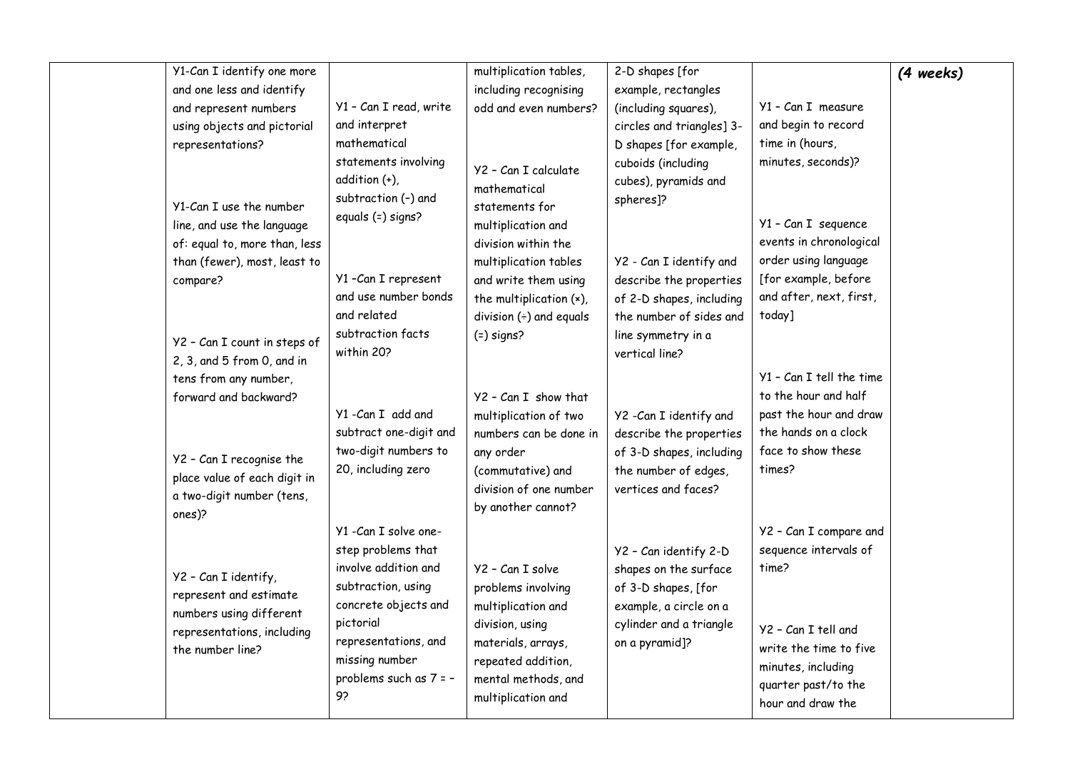|  | Y1-Can I identify one more and one less and identify and represent numbers using objects and pictorial representations?<br><br>Y1-Can I use the number line, and use the language of: equal to, more than, less than (fewer), most, least to compare?<br><br>Y2 – Can I count in steps of 2, 3, and 5 from 0, and in tens from any number, forward and backward?<br><br>Y2 – Can I recognise the place value of each digit in a two-digit number (tens, ones)?<br><br>Y2 – Can I identify, represent and estimate numbers using different representations, including the number line? | Y1 – Can I read, write and interpret mathematical statements involving addition (+), subtraction (–) and equals (=) signs?<br><br>Y1 –Can I represent and use number bonds and related subtraction facts within 20?<br><br>Y1 -Can I add and subtract one-digit and two-digit numbers to 20, including zero<br><br>Y1 -Can I solve one-step problems that involve addition and subtraction, using concrete objects and pictorial representations, and missing number problems such as 7 = – 9? | multiplication tables, including recognising odd and even numbers?<br><br>Y2 – Can I calculate mathematical statements for multiplication and division within the multiplication tables and write them using the multiplication (×), division (÷) and equals (=) signs?<br><br>Y2 – Can I show that multiplication of two numbers can be done in any order (commutative) and division of one number by another cannot?<br><br>Y2 – Can I solve problems involving multiplication and division, using materials, arrays, repeated addition, mental methods, and multiplication and | 2-D shapes [for example, rectangles (including squares), circles and triangles] 3-D shapes [for example, cuboids (including cubes), pyramids and spheres]?<br><br>Y2 - Can I identify and describe the properties of 2-D shapes, including the number of sides and line symmetry in a vertical line?<br><br>Y2 -Can I identify and describe the properties of 3-D shapes, including the number of edges, vertices and faces?<br><br>Y2 – Can identify 2-D shapes on the surface of 3-D shapes, [for example, a circle on a cylinder and a triangle on a pyramid]? | Y1 – Can I measure and begin to record time in (hours, minutes, seconds)?<br><br>Y1 – Can I sequence events in chronological order using language [for example, before and after, next, first, today]<br><br>Y1 – Can I tell the time to the hour and half past the hour and draw the hands on a clock face to show these times?<br><br>Y2 – Can I compare and sequence intervals of time?<br><br>Y2 – Can I tell and write the time to five minutes, including quarter past/to the hour and draw the |  | *(4 weeks)* |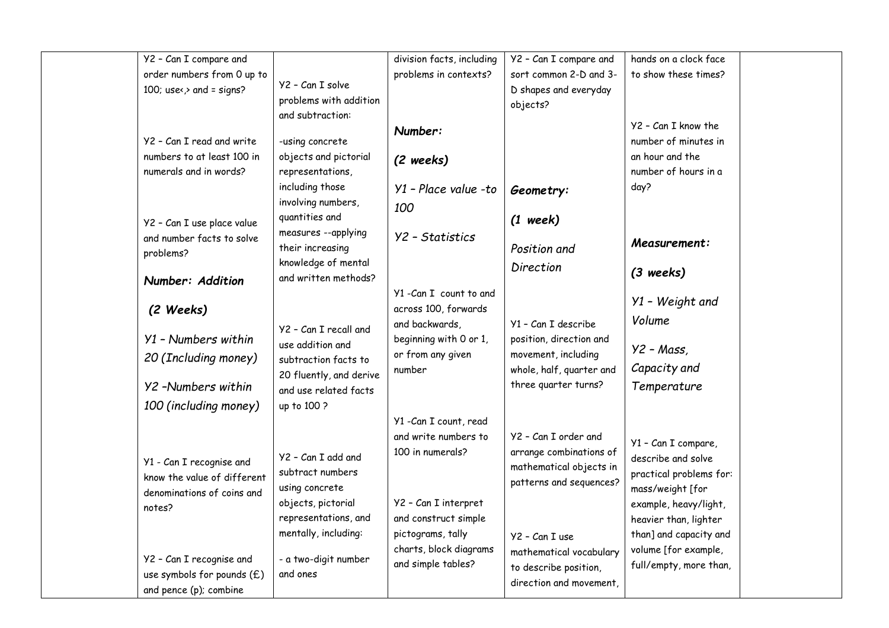| | | | | | | |
|---|---|---|---|---|---|---|
| | Y2 – Can I compare and order numbers from 0 up to 100; use<,> and = signs?<br><br>Y2 – Can I read and write numbers to at least 100 in numerals and in words?<br><br>Y2 – Can I use place value and number facts to solve problems?<br><br>***Number: Addition***<br><br>***(2 Weeks)***<br><br>*Y1 – Numbers within 20 (Including money)*<br><br>*Y2 –Numbers within 100 (including money)*<br><br>Y1 - Can I recognise and know the value of different denominations of coins and notes?<br><br>Y2 – Can I recognise and use symbols for pounds (£) and pence (p); combine | Y2 – Can I solve problems with addition and subtraction:<br><br>-using concrete objects and pictorial representations, including those involving numbers, quantities and measures --applying their increasing knowledge of mental and written methods?<br><br>Y2 – Can I recall and use addition and subtraction facts to 20 fluently, and derive and use related facts up to 100 ?<br><br>Y2 – Can I add and subtract numbers using concrete objects, pictorial representations, and mentally, including:<br><br>- a two-digit number and ones | division facts, including problems in contexts?<br><br>***Number:***<br><br>***(2 weeks)***<br><br>*Y1 – Place value -to 100*<br><br>*Y2 – Statistics*<br><br>Y1 -Can I count to and across 100, forwards and backwards, beginning with 0 or 1, or from any given number<br><br>Y1 -Can I count, read and write numbers to 100 in numerals?<br><br>Y2 – Can I interpret and construct simple pictograms, tally charts, block diagrams and simple tables? | Y2 – Can I compare and sort common 2-D and 3-D shapes and everyday objects?<br><br>***Geometry:***<br><br>***(1 week)***<br><br>*Position and Direction*<br><br>Y1 – Can I describe position, direction and movement, including whole, half, quarter and three quarter turns?<br><br>Y2 – Can I order and arrange combinations of mathematical objects in patterns and sequences?<br><br>Y2 – Can I use mathematical vocabulary to describe position, direction and movement, | hands on a clock face to show these times?<br><br>Y2 – Can I know the number of minutes in an hour and the number of hours in a day?<br><br>***Measurement:***<br><br>***(3 weeks)***<br><br>*Y1 – Weight and Volume*<br><br>*Y2 – Mass, Capacity and Temperature*<br><br>Y1 – Can I compare, describe and solve practical problems for: mass/weight [for example, heavy/light, heavier than, lighter than] and capacity and volume [for example, full/empty, more than, | |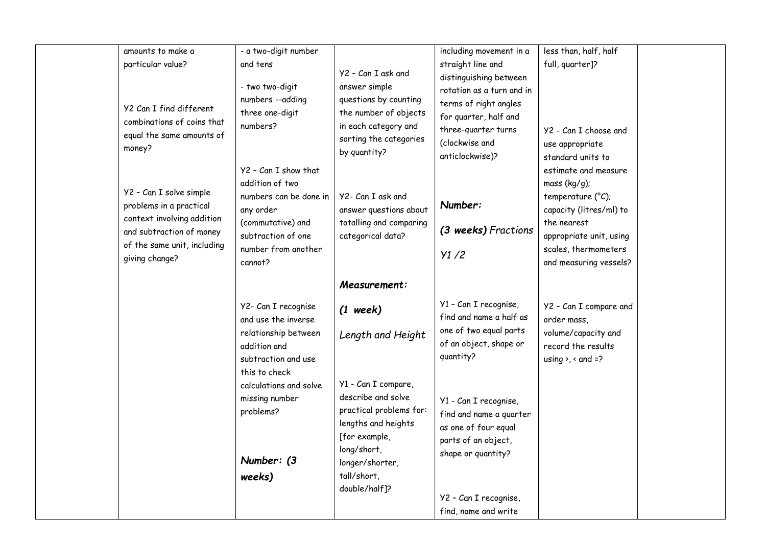|  |  |  |  |  |  |  |
|---|---|---|---|---|---|---|
|  | amounts to make a particular value?<br><br>Y2 Can I find different combinations of coins that equal the same amounts of money?<br><br>Y2 – Can I solve simple problems in a practical context involving addition and subtraction of money of the same unit, including giving change? | - a two-digit number and tens<br><br>- two two-digit numbers --adding three one-digit numbers?<br><br>Y2 – Can I show that addition of two numbers can be done in any order (commutative) and subtraction of one number from another cannot?<br><br>Y2- Can I recognise and use the inverse relationship between addition and subtraction and use this to check calculations and solve missing number problems?<br><br>***Number: (3 weeks)*** | Y2 – Can I ask and answer simple questions by counting the number of objects in each category and sorting the categories by quantity?<br><br>Y2- Can I ask and answer questions about totalling and comparing categorical data?<br><br>***Measurement:***<br><br>***(1 week)***<br><br>*Length and Height*<br><br>Y1 - Can I compare, describe and solve practical problems for: lengths and heights [for example, long/short, longer/shorter, tall/short, double/half]? | including movement in a straight line and distinguishing between rotation as a turn and in terms of right angles for quarter, half and three-quarter turns (clockwise and anticlockwise)?<br><br>***Number:***<br><br>***(3 weeks)*** *Fractions*<br><br>*Y1 /2*<br><br>Y1 – Can I recognise, find and name a half as one of two equal parts of an object, shape or quantity?<br><br>Y1 - Can I recognise, find and name a quarter as one of four equal parts of an object, shape or quantity?<br><br>Y2 – Can I recognise, find, name and write | less than, half, half full, quarter]?<br><br>Y2 - Can I choose and use appropriate standard units to estimate and measure mass (kg/g); temperature (°C); capacity (litres/ml) to the nearest appropriate unit, using scales, thermometers and measuring vessels?<br><br>Y2 – Can I compare and order mass, volume/capacity and record the results using >, < and =? |  |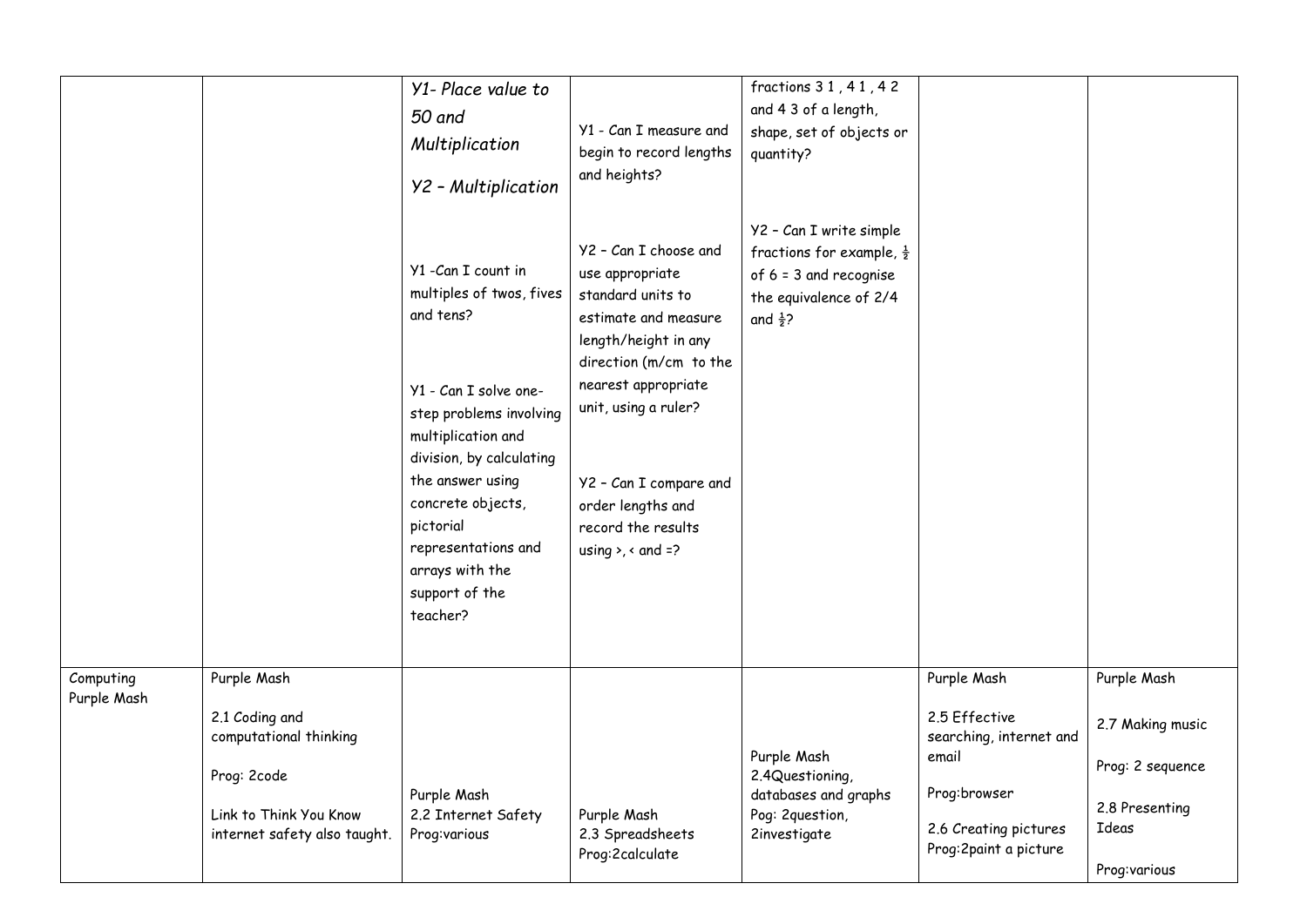|  |  |  |  |  |  |  |
|---|---|---|---|---|---|---|
|  |  | *Y1- Place value to 50 and Multiplication*<br><br>*Y2 – Multiplication*<br><br>Y1 -Can I count in multiples of twos, fives and tens?<br><br>Y1 - Can I solve one-step problems involving multiplication and division, by calculating the answer using concrete objects, pictorial representations and arrays with the support of the teacher? | Y1 - Can I measure and begin to record lengths and heights?<br><br>Y2 – Can I choose and use appropriate standard units to estimate and measure length/height in any direction (m/cm to the nearest appropriate unit, using a ruler?<br><br>Y2 – Can I compare and order lengths and record the results using >, < and =? | fractions 3 1 , 4 1 , 4 2 and 4 3 of a length, shape, set of objects or quantity?<br><br>Y2 – Can I write simple fractions for example, ½ of 6 = 3 and recognise the equivalence of 2/4 and ½? |  |  |
| Computing Purple Mash | Purple Mash<br><br>2.1 Coding and computational thinking<br><br>Prog: 2code<br><br>Link to Think You Know internet safety also taught. | Purple Mash<br>2.2 Internet Safety<br>Prog:various | Purple Mash<br>2.3 Spreadsheets<br>Prog:2calculate | Purple Mash<br>2.4Questioning, databases and graphs<br>Pog: 2question, 2investigate | Purple Mash<br><br>2.5 Effective searching, internet and email<br><br>Prog:browser<br><br>2.6 Creating pictures<br>Prog:2paint a picture | Purple Mash<br><br>2.7 Making music<br><br>Prog: 2 sequence<br><br>2.8 Presenting Ideas<br><br>Prog:various |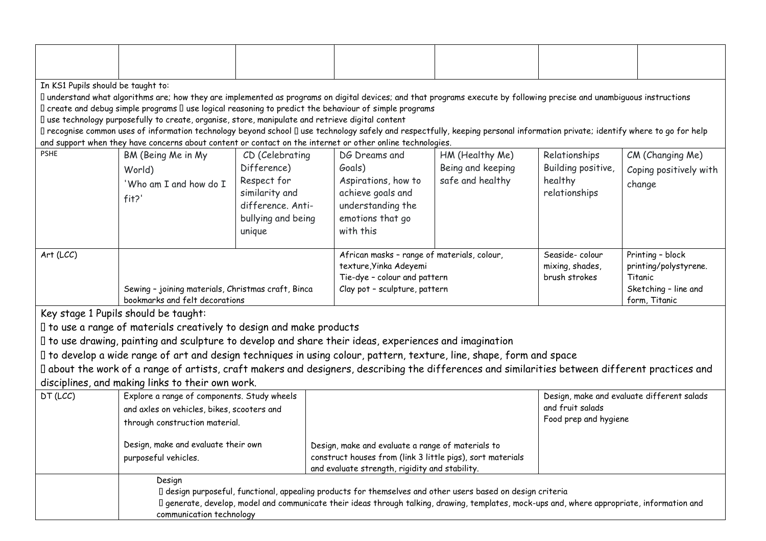| | | | | | | |
|---|---|---|---|---|---|---|
| | | | | | | |
| In KS1 Pupils should be taught to:<br> understand what algorithms are; how they are implemented as programs on digital devices; and that programs execute by following precise and unambiguous instructions<br> create and debug simple programs  use logical reasoning to predict the behaviour of simple programs<br> use technology purposefully to create, organise, store, manipulate and retrieve digital content<br> recognise common uses of information technology beyond school  use technology safely and respectfully, keeping personal information private; identify where to go for help and support when they have concerns about content or contact on the internet or other online technologies. | | | | | | |
| PSHE | BM (Being Me in My World)<br>'Who am I and how do I fit?' | CD (Celebrating Difference)<br>Respect for similarity and difference. Anti-bullying and being unique | DG Dreams and Goals)<br>Aspirations, how to achieve goals and understanding the emotions that go with this | HM (Healthy Me)<br>Being and keeping safe and healthy | Relationships<br>Building positive, healthy relationships | CM (Changing Me)<br>Coping positively with change |
| Art (LCC) | Sewing – joining materials, Christmas craft, Binca bookmarks and felt decorations | | African masks – range of materials, colour, texture,Yinka Adeyemi<br>Tie-dye – colour and pattern<br>Clay pot – sculpture, pattern | | Seaside- colour mixing, shades, brush strokes | Printing – block printing/polystyrene. Titanic<br>Sketching – line and form, Titanic |
| Key stage 1 Pupils should be taught:<br> to use a range of materials creatively to design and make products<br> to use drawing, painting and sculpture to develop and share their ideas, experiences and imagination<br> to develop a wide range of art and design techniques in using colour, pattern, texture, line, shape, form and space<br> about the work of a range of artists, craft makers and designers, describing the differences and similarities between different practices and disciplines, and making links to their own work. | | | | | | |
| DT (LCC) | Explore a range of components. Study wheels and axles on vehicles, bikes, scooters and through construction material.<br><br>Design, make and evaluate their own purposeful vehicles. | | Design, make and evaluate a range of materials to construct houses from (link 3 little pigs), sort materials and evaluate strength, rigidity and stability. | | Design, make and evaluate different salads and fruit salads<br>Food prep and hygiene | |
| | Design<br> design purposeful, functional, appealing products for themselves and other users based on design criteria<br> generate, develop, model and communicate their ideas through talking, drawing, templates, mock-ups and, where appropriate, information and communication technology | | | | | |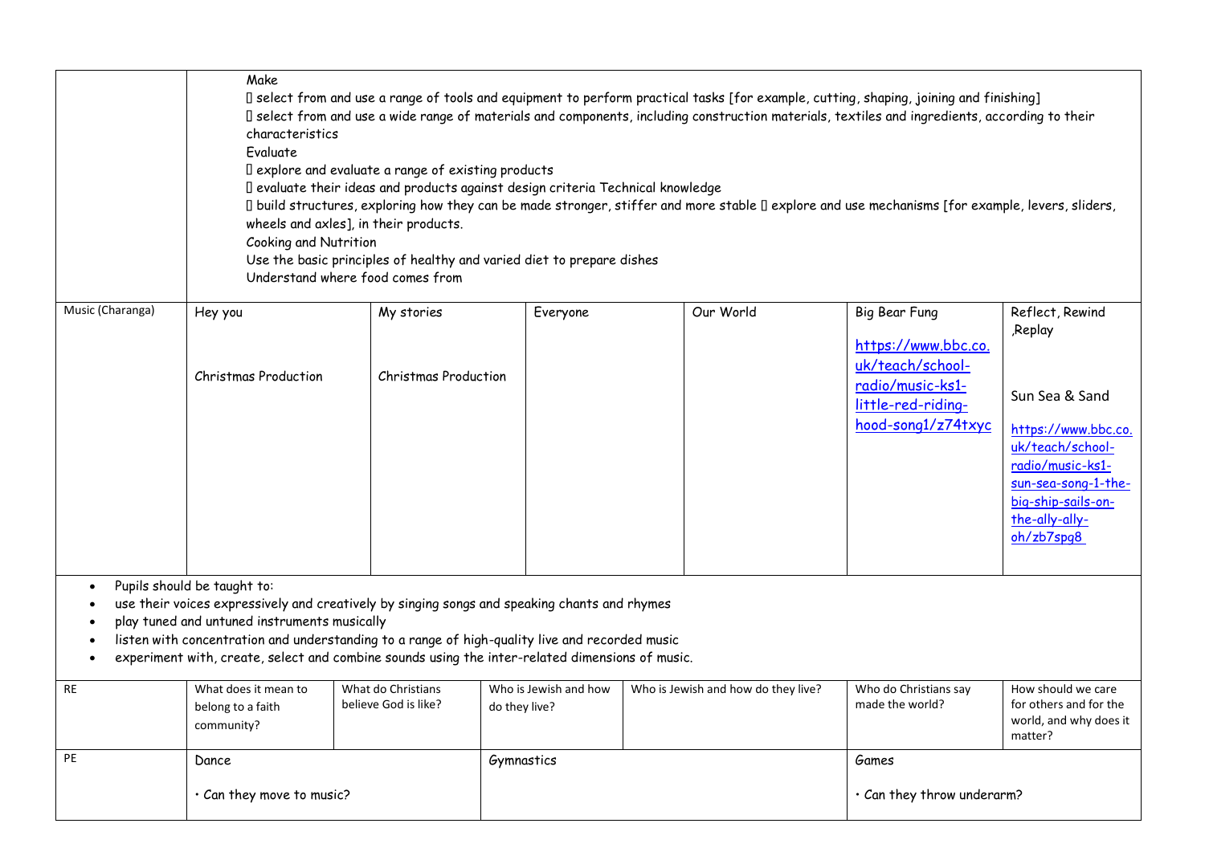| | | | | | | | | |
|---|---|---|---|---|---|---|---|---|
| | Make<br> select from and use a range of tools and equipment to perform practical tasks [for example, cutting, shaping, joining and finishing]<br> select from and use a wide range of materials and components, including construction materials, textiles and ingredients, according to their characteristics<br>Evaluate<br> explore and evaluate a range of existing products<br> evaluate their ideas and products against design criteria Technical knowledge<br> build structures, exploring how they can be made stronger, stiffer and more stable  explore and use mechanisms [for example, levers, sliders, wheels and axles], in their products.<br>Cooking and Nutrition<br>Use the basic principles of healthy and varied diet to prepare dishes<br>Understand where food comes from | | | | | | | |
| Music (Charanga) | Hey you<br><br>Christmas Production | | My stories<br><br>Christmas Production | Everyone | | Our World | Big Bear Fung<br><br>https://www.bbc.co.uk/teach/school-radio/music-ks1-little-red-riding-hood-song1/z74txyc | Reflect, Rewind ,Replay<br><br>Sun Sea & Sand<br><br>https://www.bbc.co.uk/teach/school-radio/music-ks1-sun-sea-song-1-the-big-ship-sails-on-the-ally-ally-oh/zb7spg8 |
| • Pupils should be taught to:<br>• use their voices expressively and creatively by singing songs and speaking chants and rhymes<br>• play tuned and untuned instruments musically<br>• listen with concentration and understanding to a range of high-quality live and recorded music<br>• experiment with, create, select and combine sounds using the inter-related dimensions of music. | | | | | | | | |
| RE | What does it mean to belong to a faith community? | What do Christians believe God is like? | | Who is Jewish and how do they live? | Who is Jewish and how do they live? | | Who do Christians say made the world? | How should we care for others and for the world, and why does it matter? |
| PE | Dance<br><br>• Can they move to music? | | | Gymnastics | | | Games<br><br>• Can they throw underarm? | |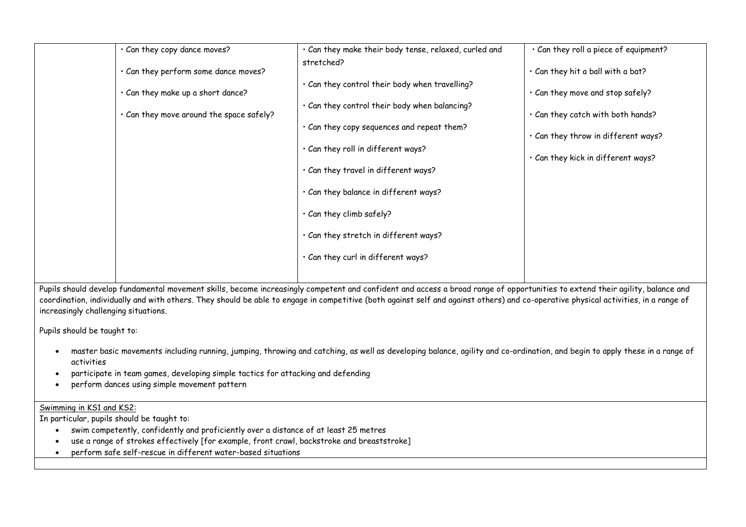| | | | |
|---|---|---|---|
| | • Can they copy dance moves?<br><br>• Can they perform some dance moves?<br><br>• Can they make up a short dance?<br><br>• Can they move around the space safely? | • Can they make their body tense, relaxed, curled and stretched?<br><br>• Can they control their body when travelling?<br><br>• Can they control their body when balancing?<br><br>• Can they copy sequences and repeat them?<br><br>• Can they roll in different ways?<br><br>• Can they travel in different ways?<br><br>• Can they balance in different ways?<br><br>• Can they climb safely?<br><br>• Can they stretch in different ways?<br><br>• Can they curl in different ways? | • Can they roll a piece of equipment?<br><br>• Can they hit a ball with a bat?<br><br>• Can they move and stop safely?<br><br>• Can they catch with both hands?<br><br>• Can they throw in different ways?<br><br>• Can they kick in different ways? |

Pupils should develop fundamental movement skills, become increasingly competent and confident and access a broad range of opportunities to extend their agility, balance and coordination, individually and with others. They should be able to engage in competitive (both against self and against others) and co-operative physical activities, in a range of increasingly challenging situations.

Pupils should be taught to:

- master basic movements including running, jumping, throwing and catching, as well as developing balance, agility and co-ordination, and begin to apply these in a range of activities
- participate in team games, developing simple tactics for attacking and defending
- perform dances using simple movement pattern

<u>Swimming in KS1 and KS2:</u>

In particular, pupils should be taught to:

- swim competently, confidently and proficiently over a distance of at least 25 metres
- use a range of strokes effectively [for example, front crawl, backstroke and breaststroke]
- perform safe self-rescue in different water-based situations